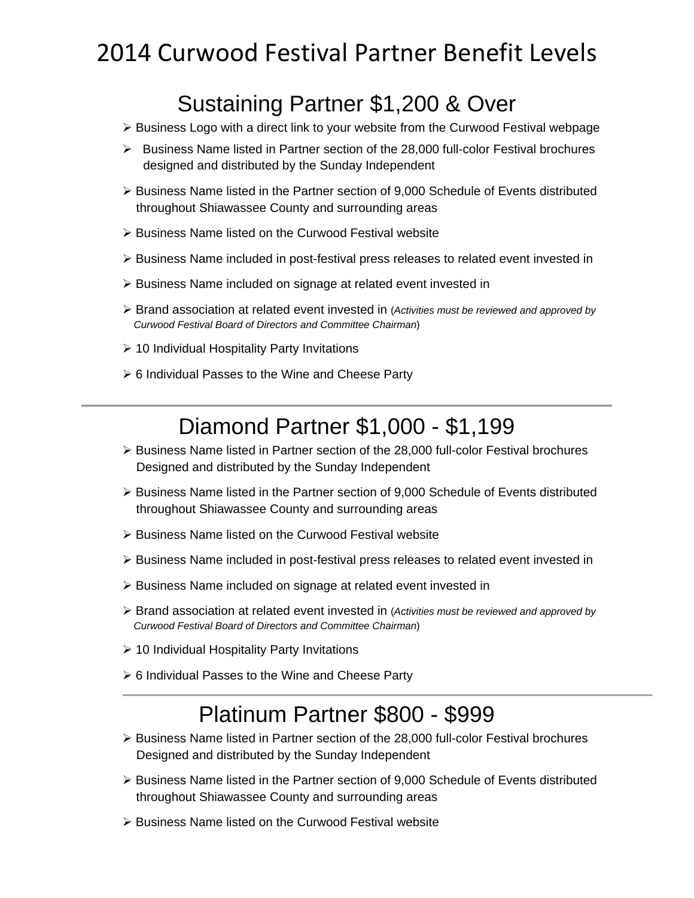# 2014 Curwood Festival Partner Benefit Levels

## Sustaining Partner $1,200 & Over

- Business Logo with a direct link to your website from the Curwood Festival webpage
- Business Name listed in Partner section of the 28,000 full-color Festival brochures designed and distributed by the Sunday Independent
- Business Name listed in the Partner section of 9,000 Schedule of Events distributed throughout Shiawassee County and surrounding areas
- Business Name listed on the Curwood Festival website
- Business Name included in post-festival press releases to related event invested in
- Business Name included on signage at related event invested in
- Brand association at related event invested in (*Activities must be reviewed and approved by Curwood Festival Board of Directors and Committee Chairman*)
- 10 Individual Hospitality Party Invitations
- 6 Individual Passes to the Wine and Cheese Party

---

## Diamond Partner $1,000 - $1,199

- Business Name listed in Partner section of the 28,000 full-color Festival brochures Designed and distributed by the Sunday Independent
- Business Name listed in the Partner section of 9,000 Schedule of Events distributed throughout Shiawassee County and surrounding areas
- Business Name listed on the Curwood Festival website
- Business Name included in post-festival press releases to related event invested in
- Business Name included on signage at related event invested in
- Brand association at related event invested in (*Activities must be reviewed and approved by Curwood Festival Board of Directors and Committee Chairman*)
- 10 Individual Hospitality Party Invitations
- 6 Individual Passes to the Wine and Cheese Party

---

## Platinum Partner $800 - $999

- Business Name listed in Partner section of the 28,000 full-color Festival brochures Designed and distributed by the Sunday Independent
- Business Name listed in the Partner section of 9,000 Schedule of Events distributed throughout Shiawassee County and surrounding areas
- Business Name listed on the Curwood Festival website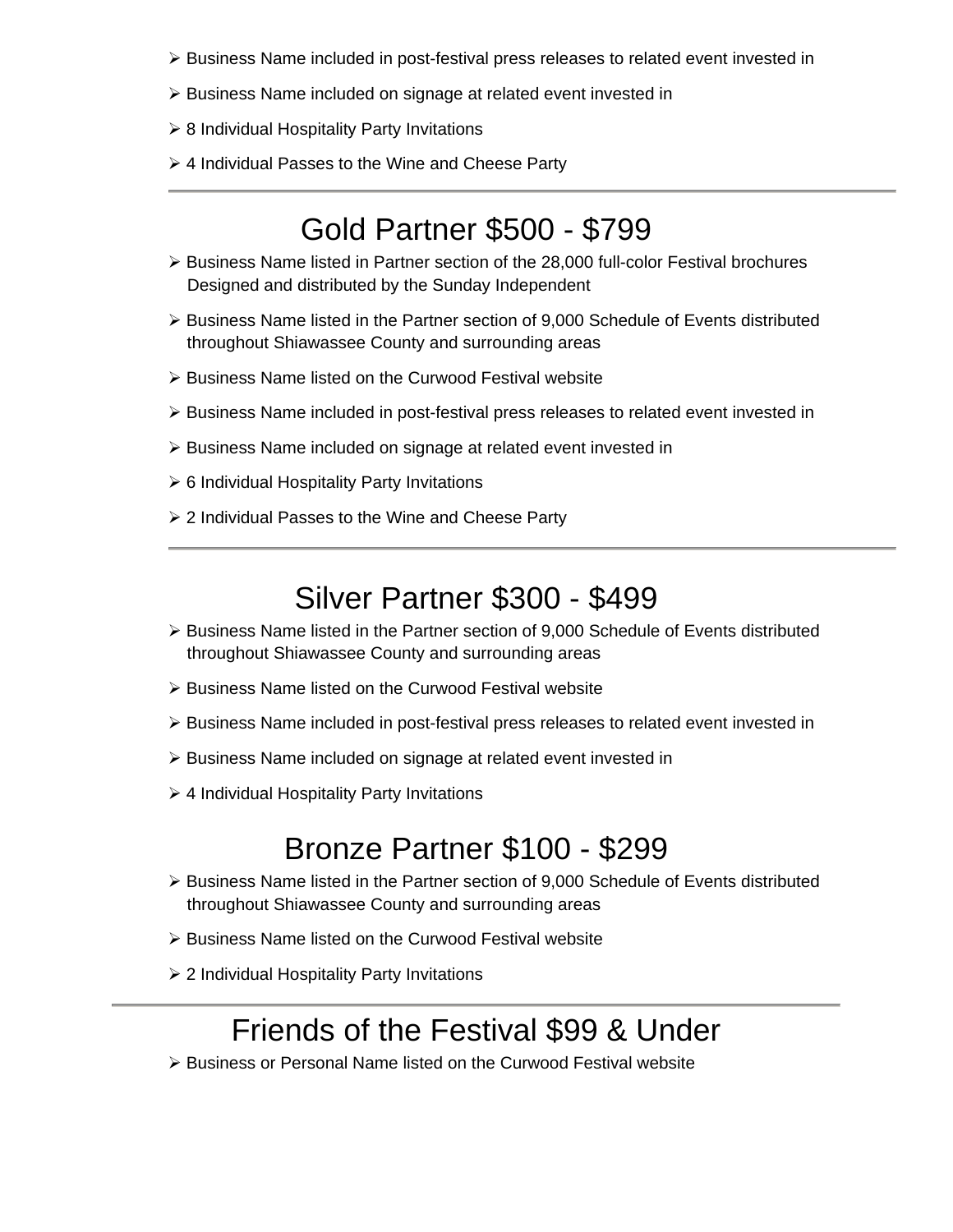- Business Name included in post-festival press releases to related event invested in
- Business Name included on signage at related event invested in
- 8 Individual Hospitality Party Invitations
- 4 Individual Passes to the Wine and Cheese Party

---

## Gold Partner $500 - $799

- Business Name listed in Partner section of the 28,000 full-color Festival brochures Designed and distributed by the Sunday Independent
- Business Name listed in the Partner section of 9,000 Schedule of Events distributed throughout Shiawassee County and surrounding areas
- Business Name listed on the Curwood Festival website
- Business Name included in post-festival press releases to related event invested in
- Business Name included on signage at related event invested in
- 6 Individual Hospitality Party Invitations
- 2 Individual Passes to the Wine and Cheese Party

---

## Silver Partner $300 - $499

- Business Name listed in the Partner section of 9,000 Schedule of Events distributed throughout Shiawassee County and surrounding areas
- Business Name listed on the Curwood Festival website
- Business Name included in post-festival press releases to related event invested in
- Business Name included on signage at related event invested in
- 4 Individual Hospitality Party Invitations

## Bronze Partner $100 - $299

- Business Name listed in the Partner section of 9,000 Schedule of Events distributed throughout Shiawassee County and surrounding areas
- Business Name listed on the Curwood Festival website
- 2 Individual Hospitality Party Invitations

---

## Friends of the Festival $99 & Under

- Business or Personal Name listed on the Curwood Festival website